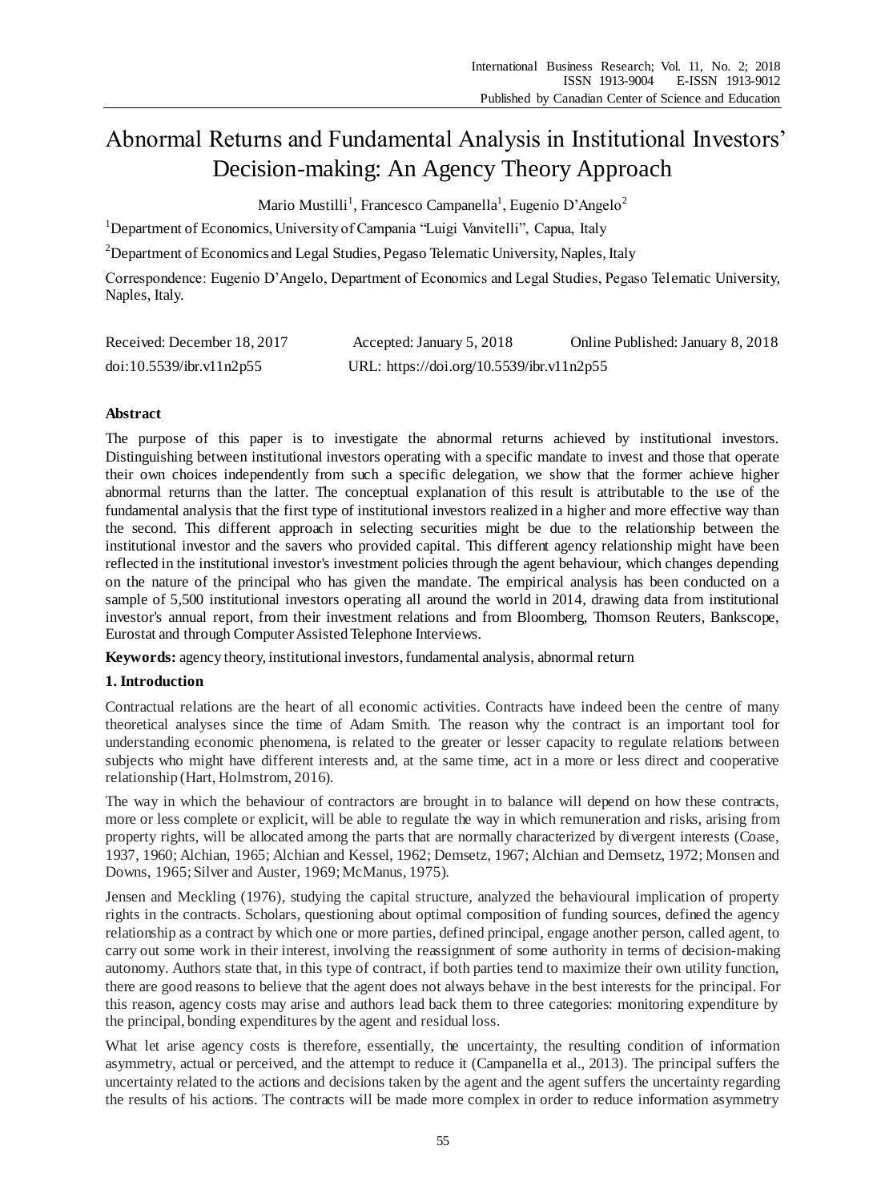# Abnormal Returns and Fundamental Analysis in Institutional Investors' Decision-making: An Agency Theory Approach

Mario Mustilli[1], Francesco Campanella[1], Eugenio D'Angelo[2]

[1]Department of Economics, University of Campania "Luigi Vanvitelli", Capua, Italy

[2]Department of Economics and Legal Studies, Pegaso Telematic University, Naples, Italy

Correspondence: Eugenio D'Angelo, Department of Economics and Legal Studies, Pegaso Telematic University, Naples, Italy.

| Received: December 18, 2017 | Accepted: January 5, 2018 | Online Published: January 8, 2018 |
|---|---|---|
| doi:10.5539/ibr.v11n2p55 | URL: https://doi.org/10.5539/ibr.v11n2p55 | |

## Abstract

The purpose of this paper is to investigate the abnormal returns achieved by institutional investors. Distinguishing between institutional investors operating with a specific mandate to invest and those that operate their own choices independently from such a specific delegation, we show that the former achieve higher abnormal returns than the latter. The conceptual explanation of this result is attributable to the use of the fundamental analysis that the first type of institutional investors realized in a higher and more effective way than the second. This different approach in selecting securities might be due to the relationship between the institutional investor and the savers who provided capital. This different agency relationship might have been reflected in the institutional investor's investment policies through the agent behaviour, which changes depending on the nature of the principal who has given the mandate. The empirical analysis has been conducted on a sample of 5,500 institutional investors operating all around the world in 2014, drawing data from institutional investor's annual report, from their investment relations and from Bloomberg, Thomson Reuters, Bankscope, Eurostat and through Computer Assisted Telephone Interviews.

**Keywords:** agency theory, institutional investors, fundamental analysis, abnormal return

## 1. Introduction

Contractual relations are the heart of all economic activities. Contracts have indeed been the centre of many theoretical analyses since the time of Adam Smith. The reason why the contract is an important tool for understanding economic phenomena, is related to the greater or lesser capacity to regulate relations between subjects who might have different interests and, at the same time, act in a more or less direct and cooperative relationship (Hart, Holmstrom, 2016).

The way in which the behaviour of contractors are brought in to balance will depend on how these contracts, more or less complete or explicit, will be able to regulate the way in which remuneration and risks, arising from property rights, will be allocated among the parts that are normally characterized by divergent interests (Coase, 1937, 1960; Alchian, 1965; Alchian and Kessel, 1962; Demsetz, 1967; Alchian and Demsetz, 1972; Monsen and Downs, 1965; Silver and Auster, 1969; McManus, 1975).

Jensen and Meckling (1976), studying the capital structure, analyzed the behavioural implication of property rights in the contracts. Scholars, questioning about optimal composition of funding sources, defined the agency relationship as a contract by which one or more parties, defined principal, engage another person, called agent, to carry out some work in their interest, involving the reassignment of some authority in terms of decision-making autonomy. Authors state that, in this type of contract, if both parties tend to maximize their own utility function, there are good reasons to believe that the agent does not always behave in the best interests for the principal. For this reason, agency costs may arise and authors lead back them to three categories: monitoring expenditure by the principal, bonding expenditures by the agent and residual loss.

What let arise agency costs is therefore, essentially, the uncertainty, the resulting condition of information asymmetry, actual or perceived, and the attempt to reduce it (Campanella et al., 2013). The principal suffers the uncertainty related to the actions and decisions taken by the agent and the agent suffers the uncertainty regarding the results of his actions. The contracts will be made more complex in order to reduce information asymmetry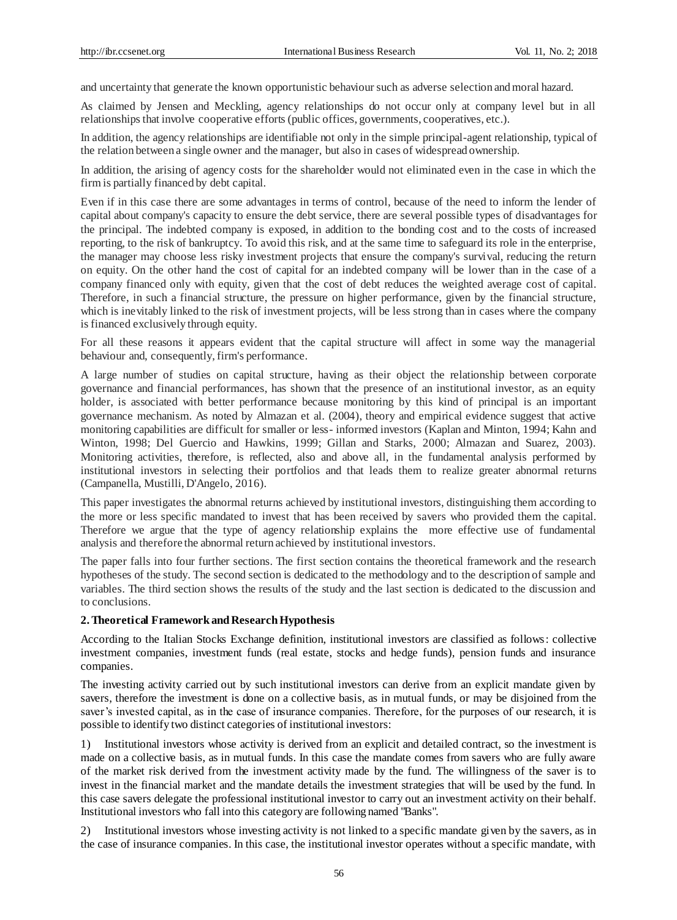and uncertainty that generate the known opportunistic behaviour such as adverse selection and moral hazard.

As claimed by Jensen and Meckling, agency relationships do not occur only at company level but in all relationships that involve cooperative efforts (public offices, governments, cooperatives, etc.).

In addition, the agency relationships are identifiable not only in the simple principal-agent relationship, typical of the relation between a single owner and the manager, but also in cases of widespread ownership.

In addition, the arising of agency costs for the shareholder would not eliminated even in the case in which the firm is partially financed by debt capital.

Even if in this case there are some advantages in terms of control, because of the need to inform the lender of capital about company's capacity to ensure the debt service, there are several possible types of disadvantages for the principal. The indebted company is exposed, in addition to the bonding cost and to the costs of increased reporting, to the risk of bankruptcy. To avoid this risk, and at the same time to safeguard its role in the enterprise, the manager may choose less risky investment projects that ensure the company's survival, reducing the return on equity. On the other hand the cost of capital for an indebted company will be lower than in the case of a company financed only with equity, given that the cost of debt reduces the weighted average cost of capital. Therefore, in such a financial structure, the pressure on higher performance, given by the financial structure, which is inevitably linked to the risk of investment projects, will be less strong than in cases where the company is financed exclusively through equity.

For all these reasons it appears evident that the capital structure will affect in some way the managerial behaviour and, consequently, firm's performance.

A large number of studies on capital structure, having as their object the relationship between corporate governance and financial performances, has shown that the presence of an institutional investor, as an equity holder, is associated with better performance because monitoring by this kind of principal is an important governance mechanism. As noted by Almazan et al. (2004), theory and empirical evidence suggest that active monitoring capabilities are difficult for smaller or less- informed investors (Kaplan and Minton, 1994; Kahn and Winton, 1998; Del Guercio and Hawkins, 1999; Gillan and Starks, 2000; Almazan and Suarez, 2003). Monitoring activities, therefore, is reflected, also and above all, in the fundamental analysis performed by institutional investors in selecting their portfolios and that leads them to realize greater abnormal returns (Campanella, Mustilli, D'Angelo, 2016).

This paper investigates the abnormal returns achieved by institutional investors, distinguishing them according to the more or less specific mandated to invest that has been received by savers who provided them the capital. Therefore we argue that the type of agency relationship explains the more effective use of fundamental analysis and therefore the abnormal return achieved by institutional investors.

The paper falls into four further sections. The first section contains the theoretical framework and the research hypotheses of the study. The second section is dedicated to the methodology and to the description of sample and variables. The third section shows the results of the study and the last section is dedicated to the discussion and to conclusions.

## 2. Theoretical Framework and Research Hypothesis

According to the Italian Stocks Exchange definition, institutional investors are classified as follows: collective investment companies, investment funds (real estate, stocks and hedge funds), pension funds and insurance companies.

The investing activity carried out by such institutional investors can derive from an explicit mandate given by savers, therefore the investment is done on a collective basis, as in mutual funds, or may be disjoined from the saver's invested capital, as in the case of insurance companies. Therefore, for the purposes of our research, it is possible to identify two distinct categories of institutional investors:

1) Institutional investors whose activity is derived from an explicit and detailed contract, so the investment is made on a collective basis, as in mutual funds. In this case the mandate comes from savers who are fully aware of the market risk derived from the investment activity made by the fund. The willingness of the saver is to invest in the financial market and the mandate details the investment strategies that will be used by the fund. In this case savers delegate the professional institutional investor to carry out an investment activity on their behalf. Institutional investors who fall into this category are following named "Banks".

2) Institutional investors whose investing activity is not linked to a specific mandate given by the savers, as in the case of insurance companies. In this case, the institutional investor operates without a specific mandate, with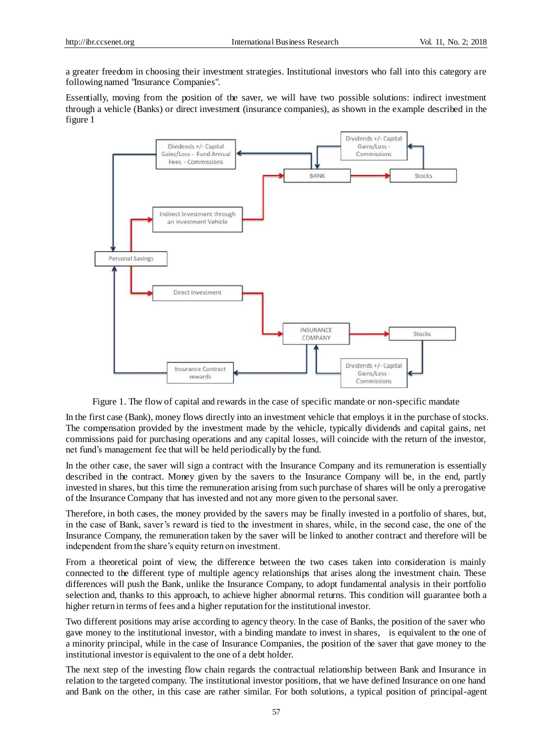a greater freedom in choosing their investment strategies. Institutional investors who fall into this category are following named "Insurance Companies".

Essentially, moving from the position of the saver, we will have two possible solutions: indirect investment through a vehicle (Banks) or direct investment (insurance companies), as shown in the example described in the figure 1

Dividends +/- Capital Gains/Loss - Fund Annual Fees - Commissions

Dividends +/- Capital Gains/Loss - Commissions

BANK

Stocks

Indirect Investment through an Investment Vehicle

Personal Savings

Direct Investment

INSURANCE COMPANY

Stocks

Insurance Contract rewards

Dividends +/- Capital Gains/Loss - Commissions

Figure 1. The flow of capital and rewards in the case of specific mandate or non-specific mandate

In the first case (Bank), money flows directly into an investment vehicle that employs it in the purchase of stocks. The compensation provided by the investment made by the vehicle, typically dividends and capital gains, net commissions paid for purchasing operations and any capital losses, will coincide with the return of the investor, net fund's management fee that will be held periodically by the fund.

In the other case, the saver will sign a contract with the Insurance Company and its remuneration is essentially described in the contract. Money given by the savers to the Insurance Company will be, in the end, partly invested in shares, but this time the remuneration arising from such purchase of shares will be only a prerogative of the Insurance Company that has invested and not any more given to the personal saver.

Therefore, in both cases, the money provided by the savers may be finally invested in a portfolio of shares, but, in the case of Bank, saver's reward is tied to the investment in shares, while, in the second case, the one of the Insurance Company, the remuneration taken by the saver will be linked to another contract and therefore will be independent from the share's equity return on investment.

From a theoretical point of view, the difference between the two cases taken into consideration is mainly connected to the different type of multiple agency relationships that arises along the investment chain. These differences will push the Bank, unlike the Insurance Company, to adopt fundamental analysis in their portfolio selection and, thanks to this approach, to achieve higher abnormal returns. This condition will guarantee both a higher return in terms of fees and a higher reputation for the institutional investor.

Two different positions may arise according to agency theory. In the case of Banks, the position of the saver who gave money to the institutional investor, with a binding mandate to invest in shares, is equivalent to the one of a minority principal, while in the case of Insurance Companies, the position of the saver that gave money to the institutional investor is equivalent to the one of a debt holder.

The next step of the investing flow chain regards the contractual relationship between Bank and Insurance in relation to the targeted company. The institutional investor positions, that we have defined Insurance on one hand and Bank on the other, in this case are rather similar. For both solutions, a typical position of principal-agent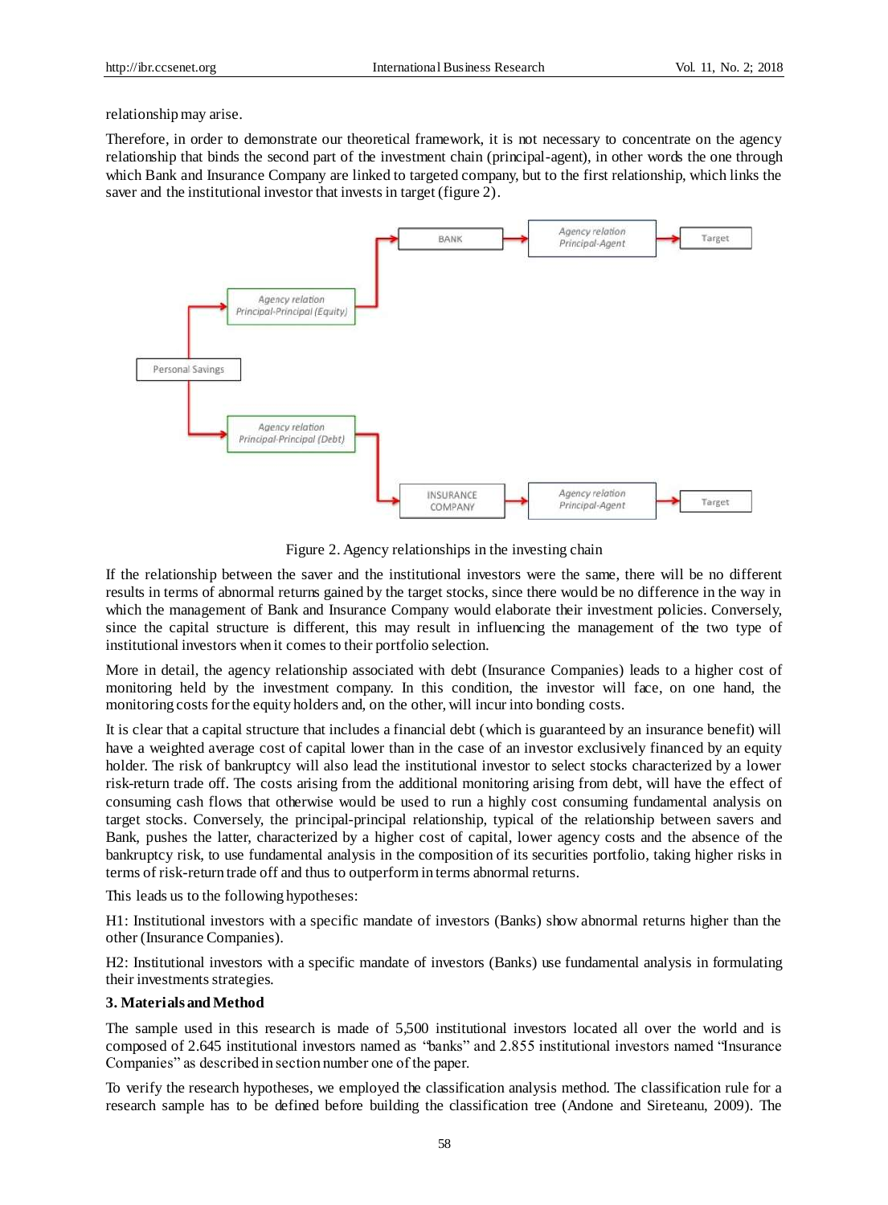relationship may arise.

Therefore, in order to demonstrate our theoretical framework, it is not necessary to concentrate on the agency relationship that binds the second part of the investment chain (principal-agent), in other words the one through which Bank and Insurance Company are linked to targeted company, but to the first relationship, which links the saver and the institutional investor that invests in target (figure 2).

Personal Savings

Agency relation Principal-Principal (Equity)

BANK

Agency relation Principal-Agent

Target

Agency relation Principal-Principal (Debt)

INSURANCE COMPANY

Agency relation Principal-Agent

Target

Figure 2. Agency relationships in the investing chain

If the relationship between the saver and the institutional investors were the same, there will be no different results in terms of abnormal returns gained by the target stocks, since there would be no difference in the way in which the management of Bank and Insurance Company would elaborate their investment policies. Conversely, since the capital structure is different, this may result in influencing the management of the two type of institutional investors when it comes to their portfolio selection.

More in detail, the agency relationship associated with debt (Insurance Companies) leads to a higher cost of monitoring held by the investment company. In this condition, the investor will face, on one hand, the monitoring costs for the equity holders and, on the other, will incur into bonding costs.

It is clear that a capital structure that includes a financial debt (which is guaranteed by an insurance benefit) will have a weighted average cost of capital lower than in the case of an investor exclusively financed by an equity holder. The risk of bankruptcy will also lead the institutional investor to select stocks characterized by a lower risk-return trade off. The costs arising from the additional monitoring arising from debt, will have the effect of consuming cash flows that otherwise would be used to run a highly cost consuming fundamental analysis on target stocks. Conversely, the principal-principal relationship, typical of the relationship between savers and Bank, pushes the latter, characterized by a higher cost of capital, lower agency costs and the absence of the bankruptcy risk, to use fundamental analysis in the composition of its securities portfolio, taking higher risks in terms of risk-return trade off and thus to outperform in terms abnormal returns.

This leads us to the following hypotheses:

H1: Institutional investors with a specific mandate of investors (Banks) show abnormal returns higher than the other (Insurance Companies).

H2: Institutional investors with a specific mandate of investors (Banks) use fundamental analysis in formulating their investments strategies.

## 3. Materials and Method

The sample used in this research is made of 5,500 institutional investors located all over the world and is composed of 2.645 institutional investors named as "banks" and 2.855 institutional investors named "Insurance Companies" as described in section number one of the paper.

To verify the research hypotheses, we employed the classification analysis method. The classification rule for a research sample has to be defined before building the classification tree (Andone and Sireteanu, 2009). The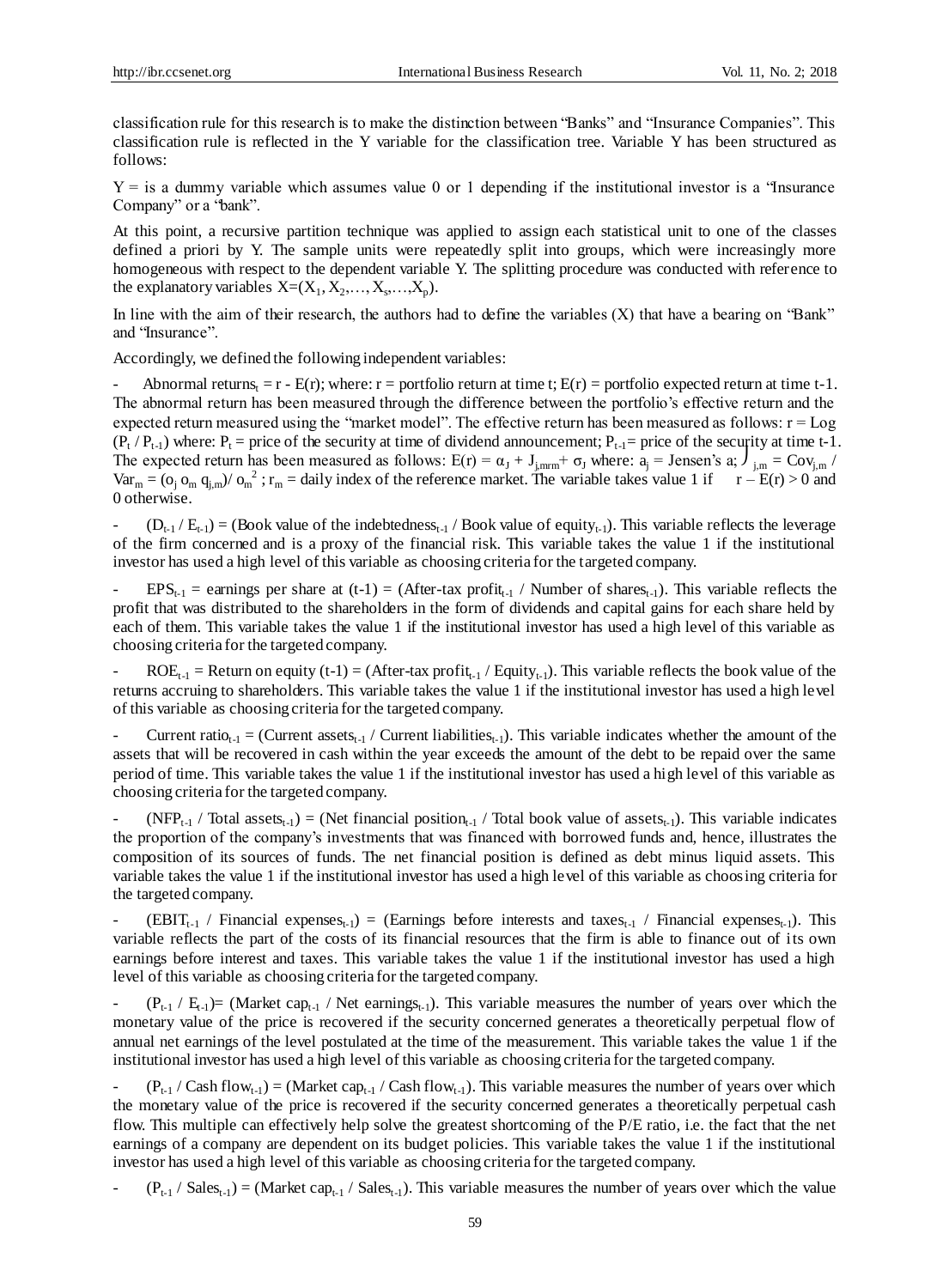classification rule for this research is to make the distinction between "Banks" and "Insurance Companies". This classification rule is reflected in the Y variable for the classification tree. Variable Y has been structured as follows:

Y = is a dummy variable which assumes value 0 or 1 depending if the institutional investor is a "Insurance Company" or a "bank".

At this point, a recursive partition technique was applied to assign each statistical unit to one of the classes defined a priori by Y. The sample units were repeatedly split into groups, which were increasingly more homogeneous with respect to the dependent variable Y. The splitting procedure was conducted with reference to the explanatory variables $X=(X_1, X_2,\ldots, X_s,\ldots,X_p)$.

In line with the aim of their research, the authors had to define the variables (X) that have a bearing on "Bank" and "Insurance".

Accordingly, we defined the following independent variables:

- Abnormal returns$_t$ = r - E(r); where: r = portfolio return at time t; E(r) = portfolio expected return at time t-1. The abnormal return has been measured through the difference between the portfolio's effective return and the expected return measured using the "market model". The effective return has been measured as follows: r = Log $(P_t / P_{t-1})$ where: $P_t$ = price of the security at time of dividend announcement; $P_{t-1}$ = price of the security at time t-1. The expected return has been measured as follows: $E(r) = \alpha_J + J_{j,mrm} + \sigma_J$ where: $a_j$ = Jensen's a; $J_{j,m} = Cov_{j,m} / Var_m = (o_j\ o_m\ q_{j,m}) / o_m^2$ ; $r_m$ = daily index of the reference market. The variable takes value 1 if $r - E(r) > 0$ and 0 otherwise.

- $(D_{t-1} / E_{t-1})$ = (Book value of the indebtedness$_{t-1}$ / Book value of equity$_{t-1}$). This variable reflects the leverage of the firm concerned and is a proxy of the financial risk. This variable takes the value 1 if the institutional investor has used a high level of this variable as choosing criteria for the targeted company.

- $EPS_{t-1}$ = earnings per share at (t-1) = (After-tax profit$_{t-1}$ / Number of shares$_{t-1}$). This variable reflects the profit that was distributed to the shareholders in the form of dividends and capital gains for each share held by each of them. This variable takes the value 1 if the institutional investor has used a high level of this variable as choosing criteria for the targeted company.

- $ROE_{t-1}$ = Return on equity (t-1) = (After-tax profit$_{t-1}$ / Equity$_{t-1}$). This variable reflects the book value of the returns accruing to shareholders. This variable takes the value 1 if the institutional investor has used a high level of this variable as choosing criteria for the targeted company.

- Current ratio$_{t-1}$ = (Current assets$_{t-1}$ / Current liabilities$_{t-1}$). This variable indicates whether the amount of the assets that will be recovered in cash within the year exceeds the amount of the debt to be repaid over the same period of time. This variable takes the value 1 if the institutional investor has used a high level of this variable as choosing criteria for the targeted company.

- $(NFP_{t-1}$ / Total assets$_{t-1})$ = (Net financial position$_{t-1}$ / Total book value of assets$_{t-1}$). This variable indicates the proportion of the company's investments that was financed with borrowed funds and, hence, illustrates the composition of its sources of funds. The net financial position is defined as debt minus liquid assets. This variable takes the value 1 if the institutional investor has used a high level of this variable as choosing criteria for the targeted company.

- $(EBIT_{t-1}$ / Financial expenses$_{t-1})$ = (Earnings before interests and taxes$_{t-1}$ / Financial expenses$_{t-1}$). This variable reflects the part of the costs of its financial resources that the firm is able to finance out of its own earnings before interest and taxes. This variable takes the value 1 if the institutional investor has used a high level of this variable as choosing criteria for the targeted company.

- $(P_{t-1} / E_{t-1})$= (Market cap$_{t-1}$ / Net earnings$_{t-1}$). This variable measures the number of years over which the monetary value of the price is recovered if the security concerned generates a theoretically perpetual flow of annual net earnings of the level postulated at the time of the measurement. This variable takes the value 1 if the institutional investor has used a high level of this variable as choosing criteria for the targeted company.

- $(P_{t-1}$ / Cash flow$_{t-1})$ = (Market cap$_{t-1}$ / Cash flow$_{t-1}$). This variable measures the number of years over which the monetary value of the price is recovered if the security concerned generates a theoretically perpetual cash flow. This multiple can effectively help solve the greatest shortcoming of the P/E ratio, i.e. the fact that the net earnings of a company are dependent on its budget policies. This variable takes the value 1 if the institutional investor has used a high level of this variable as choosing criteria for the targeted company.

- $(P_{t-1}$ / Sales$_{t-1})$ = (Market cap$_{t-1}$ / Sales$_{t-1}$). This variable measures the number of years over which the value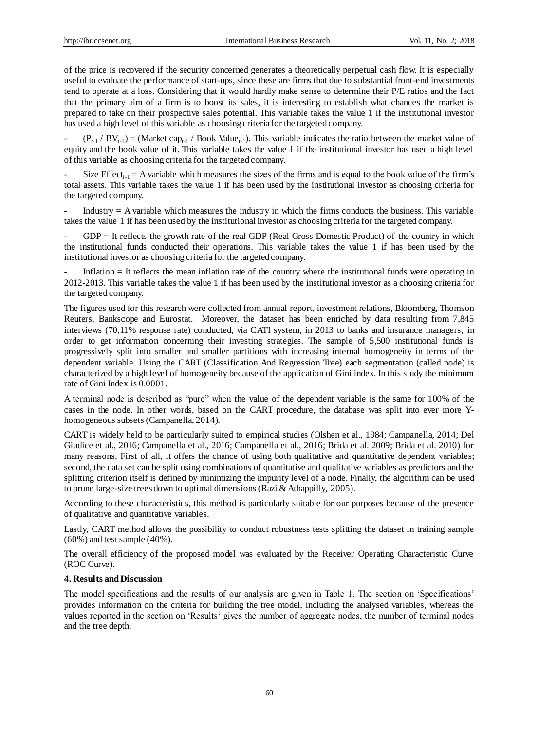of the price is recovered if the security concerned generates a theoretically perpetual cash flow. It is especially useful to evaluate the performance of start-ups, since these are firms that due to substantial front-end investments tend to operate at a loss. Considering that it would hardly make sense to determine their P/E ratios and the fact that the primary aim of a firm is to boost its sales, it is interesting to establish what chances the market is prepared to take on their prospective sales potential. This variable takes the value 1 if the institutional investor has used a high level of this variable as choosing criteria for the targeted company.

- $(P_{t-1} / BV_{t-1})$ = (Market $cap_{t-1}$ / Book $Value_{t-1}$). This variable indicates the ratio between the market value of equity and the book value of it. This variable takes the value 1 if the institutional investor has used a high level of this variable as choosing criteria for the targeted company.

- Size $Effect_{t-1}$ = A variable which measures the sizes of the firms and is equal to the book value of the firm's total assets. This variable takes the value 1 if has been used by the institutional investor as choosing criteria for the targeted company.

- Industry = A variable which measures the industry in which the firms conducts the business. This variable takes the value 1 if has been used by the institutional investor as choosing criteria for the targeted company.

- GDP = It reflects the growth rate of the real GDP (Real Gross Domestic Product) of the country in which the institutional funds conducted their operations. This variable takes the value 1 if has been used by the institutional investor as choosing criteria for the targeted company.

- Inflation = It reflects the mean inflation rate of the country where the institutional funds were operating in 2012-2013. This variable takes the value 1 if has been used by the institutional investor as a choosing criteria for the targeted company.

The figures used for this research were collected from annual report, investment relations, Bloomberg, Thomson Reuters, Bankscope and Eurostat. Moreover, the dataset has been enriched by data resulting from 7,845 interviews (70,11% response rate) conducted, via CATI system, in 2013 to banks and insurance managers, in order to get information concerning their investing strategies. The sample of 5,500 institutional funds is progressively split into smaller and smaller partitions with increasing internal homogeneity in terms of the dependent variable. Using the CART (Classification And Regression Tree) each segmentation (called node) is characterized by a high level of homogeneity because of the application of Gini index. In this study the minimum rate of Gini Index is 0.0001.

A terminal node is described as "pure" when the value of the dependent variable is the same for 100% of the cases in the node. In other words, based on the CART procedure, the database was split into ever more Y-homogeneous subsets (Campanella, 2014).

CART is widely held to be particularly suited to empirical studies (Olshen et al., 1984; Campanella, 2014; Del Giudice et al., 2016; Campanella et al., 2016; Campanella et al., 2016; Brida et al. 2009; Brida et al. 2010) for many reasons. First of all, it offers the chance of using both qualitative and quantitative dependent variables; second, the data set can be split using combinations of quantitative and qualitative variables as predictors and the splitting criterion itself is defined by minimizing the impurity level of a node. Finally, the algorithm can be used to prune large-size trees down to optimal dimensions (Razi & Athappilly, 2005).

According to these characteristics, this method is particularly suitable for our purposes because of the presence of qualitative and quantitative variables.

Lastly, CART method allows the possibility to conduct robustness tests splitting the dataset in training sample (60%) and test sample (40%).

The overall efficiency of the proposed model was evaluated by the Receiver Operating Characteristic Curve (ROC Curve).

## 4. Results and Discussion

The model specifications and the results of our analysis are given in Table 1. The section on 'Specifications' provides information on the criteria for building the tree model, including the analysed variables, whereas the values reported in the section on 'Results' gives the number of aggregate nodes, the number of terminal nodes and the tree depth.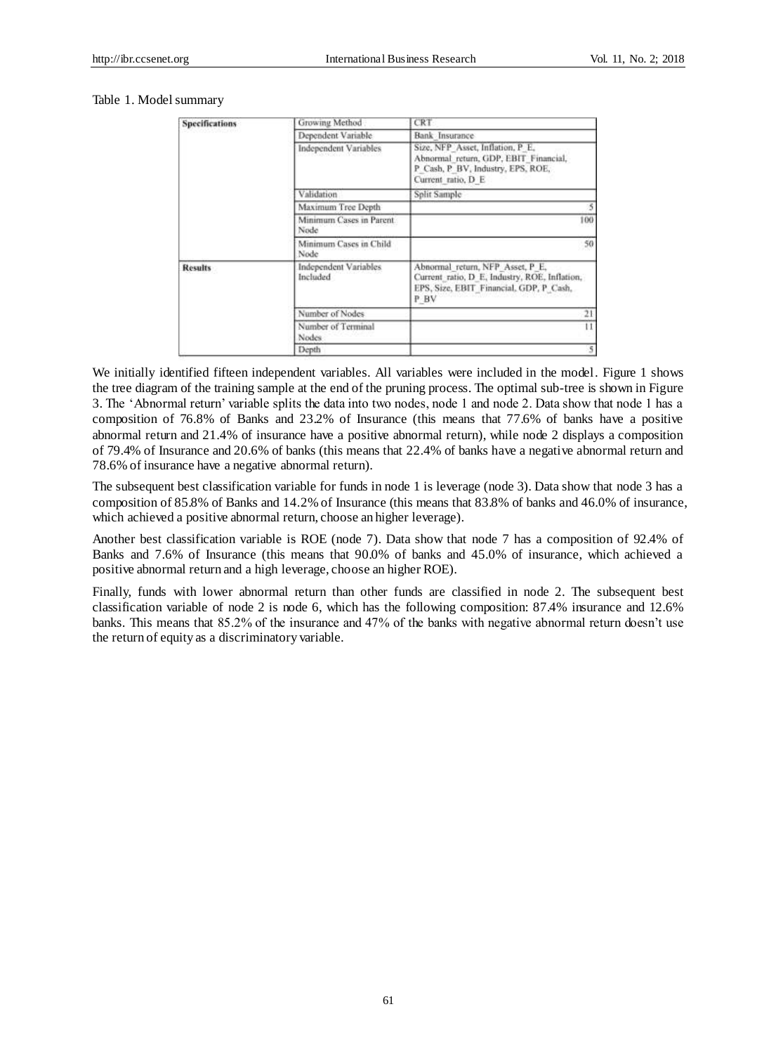Table 1. Model summary

| | | |
|---|---|---|
| **Specifications** | Growing Method | CRT |
| | Dependent Variable | Bank_Insurance |
| | Independent Variables | Size, NFP_Asset, Inflation, P_E, Abnormal_return, GDP, EBIT_Financial, P_Cash, P_BV, Industry, EPS, ROE, Current_ratio, D_E |
| | Validation | Split Sample |
| | Maximum Tree Depth | 5 |
| | Minimum Cases in Parent Node | 100 |
| | Minimum Cases in Child Node | 50 |
| **Results** | Independent Variables Included | Abnormal_return, NFP_Asset, P_E, Current_ratio, D_E, Industry, ROE, Inflation, EPS, Size, EBIT_Financial, GDP, P_Cash, P_BV |
| | Number of Nodes | 21 |
| | Number of Terminal Nodes | 11 |
| | Depth | 5 |

We initially identified fifteen independent variables. All variables were included in the model. Figure 1 shows the tree diagram of the training sample at the end of the pruning process. The optimal sub-tree is shown in Figure 3. The 'Abnormal return' variable splits the data into two nodes, node 1 and node 2. Data show that node 1 has a composition of 76.8% of Banks and 23.2% of Insurance (this means that 77.6% of banks have a positive abnormal return and 21.4% of insurance have a positive abnormal return), while node 2 displays a composition of 79.4% of Insurance and 20.6% of banks (this means that 22.4% of banks have a negative abnormal return and 78.6% of insurance have a negative abnormal return).

The subsequent best classification variable for funds in node 1 is leverage (node 3). Data show that node 3 has a composition of 85.8% of Banks and 14.2% of Insurance (this means that 83.8% of banks and 46.0% of insurance, which achieved a positive abnormal return, choose an higher leverage).

Another best classification variable is ROE (node 7). Data show that node 7 has a composition of 92.4% of Banks and 7.6% of Insurance (this means that 90.0% of banks and 45.0% of insurance, which achieved a positive abnormal return and a high leverage, choose an higher ROE).

Finally, funds with lower abnormal return than other funds are classified in node 2. The subsequent best classification variable of node 2 is node 6, which has the following composition: 87.4% insurance and 12.6% banks. This means that 85.2% of the insurance and 47% of the banks with negative abnormal return doesn't use the return of equity as a discriminatory variable.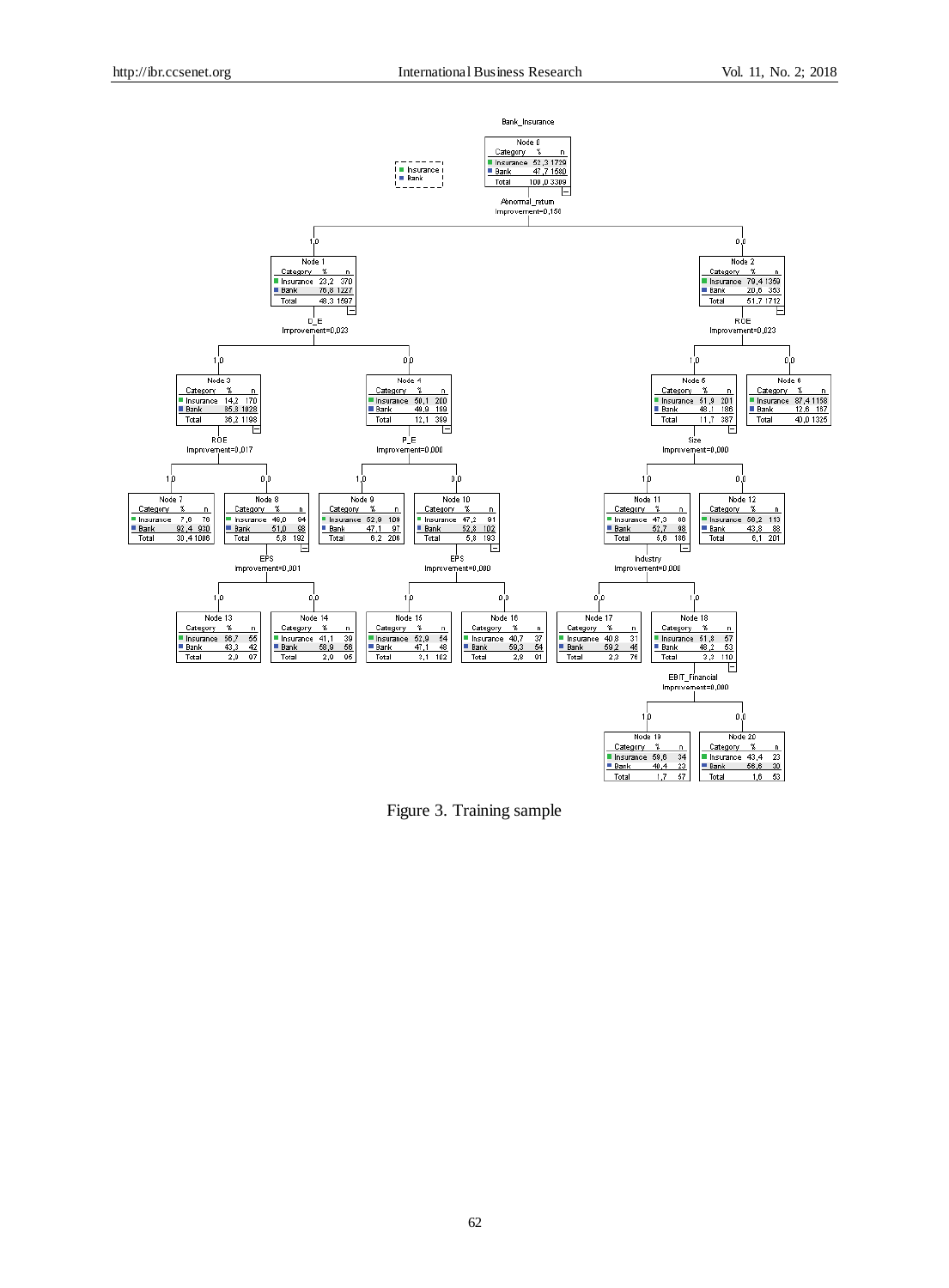Figure 3. Training sample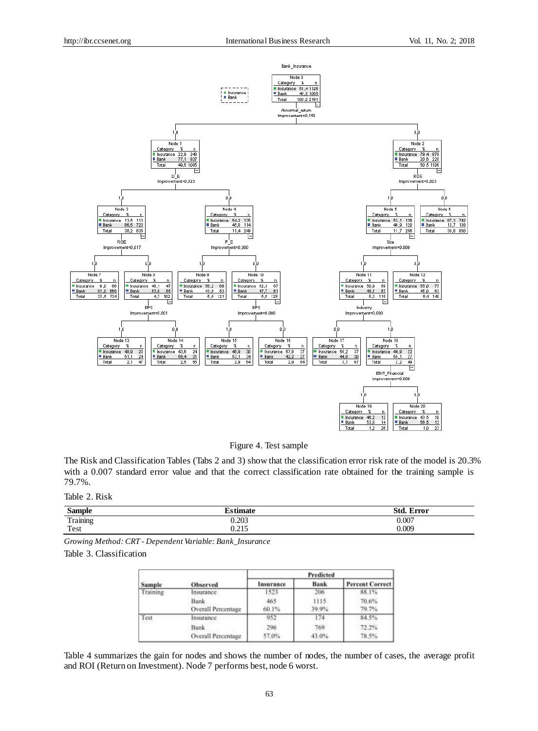Figure 4. Test sample

The Risk and Classification Tables (Tabs 2 and 3) show that the classification error risk rate of the model is 20.3% with a 0.007 standard error value and that the correct classification rate obtained for the training sample is 79.7%.

Table 2. Risk

| Sample | Estimate | Std. Error |
|---|---|---|
| Training | 0.203 | 0.007 |
| Test | 0.215 | 0.009 |

*Growing Method: CRT - Dependent Variable: Bank_Insurance*

Table 3. Classification

| Sample | Observed | Predicted | | |
|---|---|---|---|---|
| | | Insurance | Bank | Percent Correct |
| Training | Insurance | 1523 | 206 | 88.1% |
| | Bank | 465 | 1115 | 70.6% |
| | Overall Percentage | 60.1% | 39.9% | 79.7% |
| Test | Insurance | 952 | 174 | 84.5% |
| | Bank | 296 | 769 | 72.2% |
| | Overall Percentage | 57.0% | 43.0% | 78.5% |

Table 4 summarizes the gain for nodes and shows the number of nodes, the number of cases, the average profit and ROI (Return on Investment). Node 7 performs best, node 6 worst.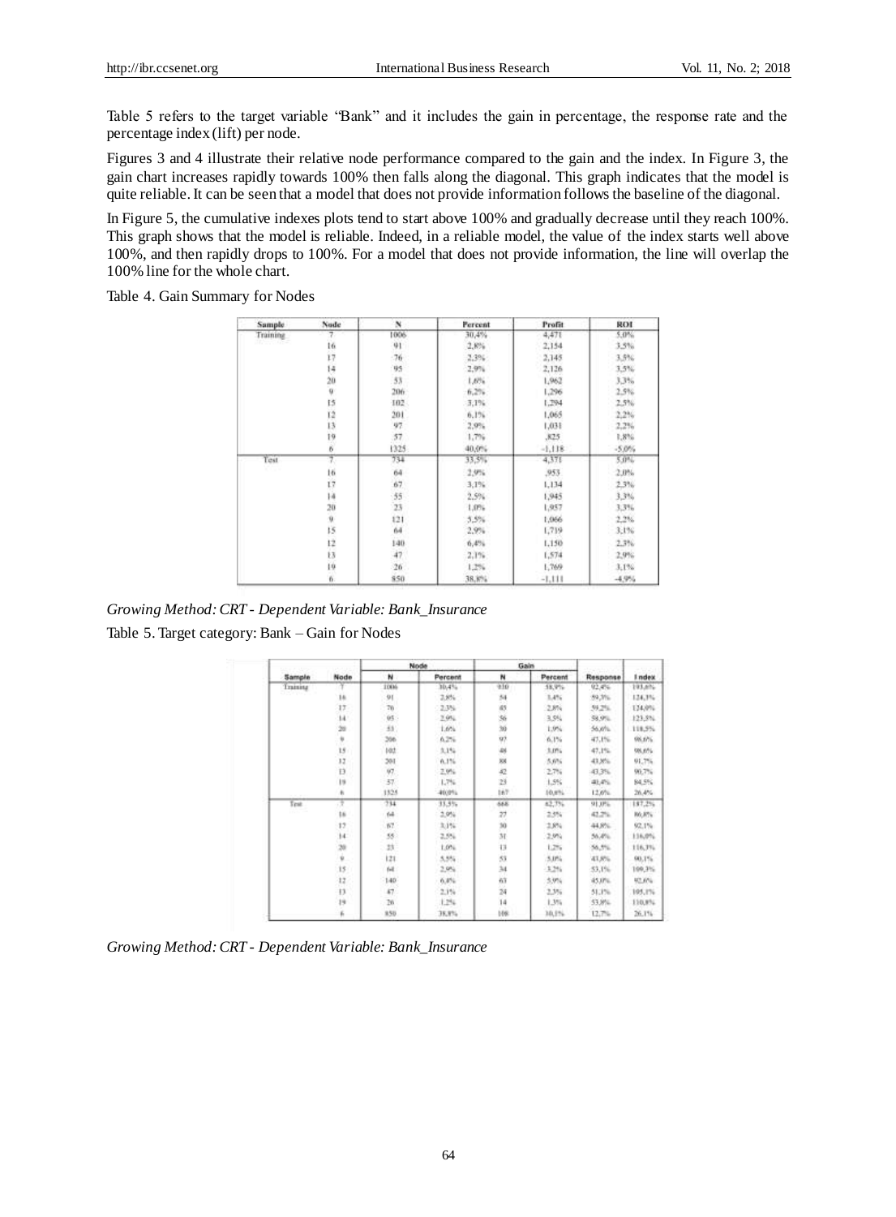Table 5 refers to the target variable "Bank" and it includes the gain in percentage, the response rate and the percentage index (lift) per node.

Figures 3 and 4 illustrate their relative node performance compared to the gain and the index. In Figure 3, the gain chart increases rapidly towards 100% then falls along the diagonal. This graph indicates that the model is quite reliable. It can be seen that a model that does not provide information follows the baseline of the diagonal.

In Figure 5, the cumulative indexes plots tend to start above 100% and gradually decrease until they reach 100%. This graph shows that the model is reliable. Indeed, in a reliable model, the value of the index starts well above 100%, and then rapidly drops to 100%. For a model that does not provide information, the line will overlap the 100% line for the whole chart.

Table 4. Gain Summary for Nodes

| Sample | Node | N | Percent | Profit | ROI |
|---|---|---|---|---|---|
| Training | 7 | 1006 | 30,4% | 4,471 | 5,0% |
| | 16 | 91 | 2,8% | 2,154 | 3,5% |
| | 17 | 76 | 2,3% | 2,145 | 3,5% |
| | 14 | 95 | 2,9% | 2,126 | 3,5% |
| | 20 | 53 | 1,6% | 1,962 | 3,3% |
| | 9 | 206 | 6,2% | 1,296 | 2,5% |
| | 15 | 102 | 3,1% | 1,294 | 2,5% |
| | 12 | 201 | 6,1% | 1,065 | 2,2% |
| | 13 | 97 | 2,9% | 1,031 | 2,2% |
| | 19 | 57 | 1,7% | ,825 | 1,8% |
| | 6 | 1325 | 40,0% | -1,118 | -5,0% |
| Test | 7 | 734 | 33,5% | 4,371 | 5,0% |
| | 16 | 64 | 2,9% | ,953 | 2,0% |
| | 17 | 67 | 3,1% | 1,134 | 2,3% |
| | 14 | 55 | 2,5% | 1,945 | 3,3% |
| | 20 | 23 | 1,0% | 1,957 | 3,3% |
| | 9 | 121 | 5,5% | 1,066 | 2,2% |
| | 15 | 64 | 2,9% | 1,719 | 3,1% |
| | 12 | 140 | 6,4% | 1,150 | 2,3% |
| | 13 | 47 | 2,1% | 1,574 | 2,9% |
| | 19 | 26 | 1,2% | 1,769 | 3,1% |
| | 6 | 850 | 38,8% | -1,111 | -4,9% |

*Growing Method: CRT - Dependent Variable: Bank_Insurance*

Table 5. Target category: Bank – Gain for Nodes

| | | Node | | Gain | | | |
|---|---|---|---|---|---|---|---|
| Sample | Node | N | Percent | N | Percent | Response | Index |
| Training | 7 | 1006 | 30,4% | 930 | 58,9% | 92,4% | 193,6% |
| | 16 | 91 | 2,8% | 54 | 3,4% | 59,3% | 124,3% |
| | 17 | 76 | 2,3% | 45 | 2,8% | 59,2% | 124,0% |
| | 14 | 95 | 2,9% | 56 | 3,5% | 58,9% | 123,5% |
| | 20 | 53 | 1,6% | 30 | 1,9% | 56,6% | 118,5% |
| | 9 | 206 | 6,2% | 97 | 6,1% | 47,1% | 98,6% |
| | 15 | 102 | 3,1% | 48 | 3,0% | 47,1% | 98,6% |
| | 12 | 201 | 6,1% | 88 | 5,6% | 43,8% | 91,7% |
| | 13 | 97 | 2,9% | 42 | 2,7% | 43,3% | 90,7% |
| | 19 | 57 | 1,7% | 23 | 1,5% | 40,4% | 84,5% |
| | 6 | 1325 | 40,0% | 167 | 10,6% | 12,6% | 26,4% |
| Test | 7 | 734 | 33,5% | 666 | 62,7% | 91,0% | 187,2% |
| | 16 | 64 | 2,9% | 27 | 2,5% | 42,2% | 86,8% |
| | 17 | 67 | 3,1% | 30 | 2,8% | 44,8% | 92,1% |
| | 14 | 55 | 2,5% | 31 | 2,9% | 56,4% | 116,0% |
| | 20 | 23 | 1,0% | 13 | 1,2% | 56,5% | 116,3% |
| | 9 | 121 | 5,5% | 53 | 5,0% | 43,8% | 90,1% |
| | 15 | 64 | 2,9% | 34 | 3,2% | 53,1% | 109,3% |
| | 12 | 140 | 6,4% | 63 | 5,9% | 45,0% | 92,6% |
| | 13 | 47 | 2,1% | 24 | 2,3% | 51,1% | 105,1% |
| | 19 | 26 | 1,2% | 14 | 1,3% | 53,8% | 110,8% |
| | 6 | 850 | 38,8% | 108 | 10,1% | 12,7% | 26,1% |

*Growing Method: CRT - Dependent Variable: Bank_Insurance*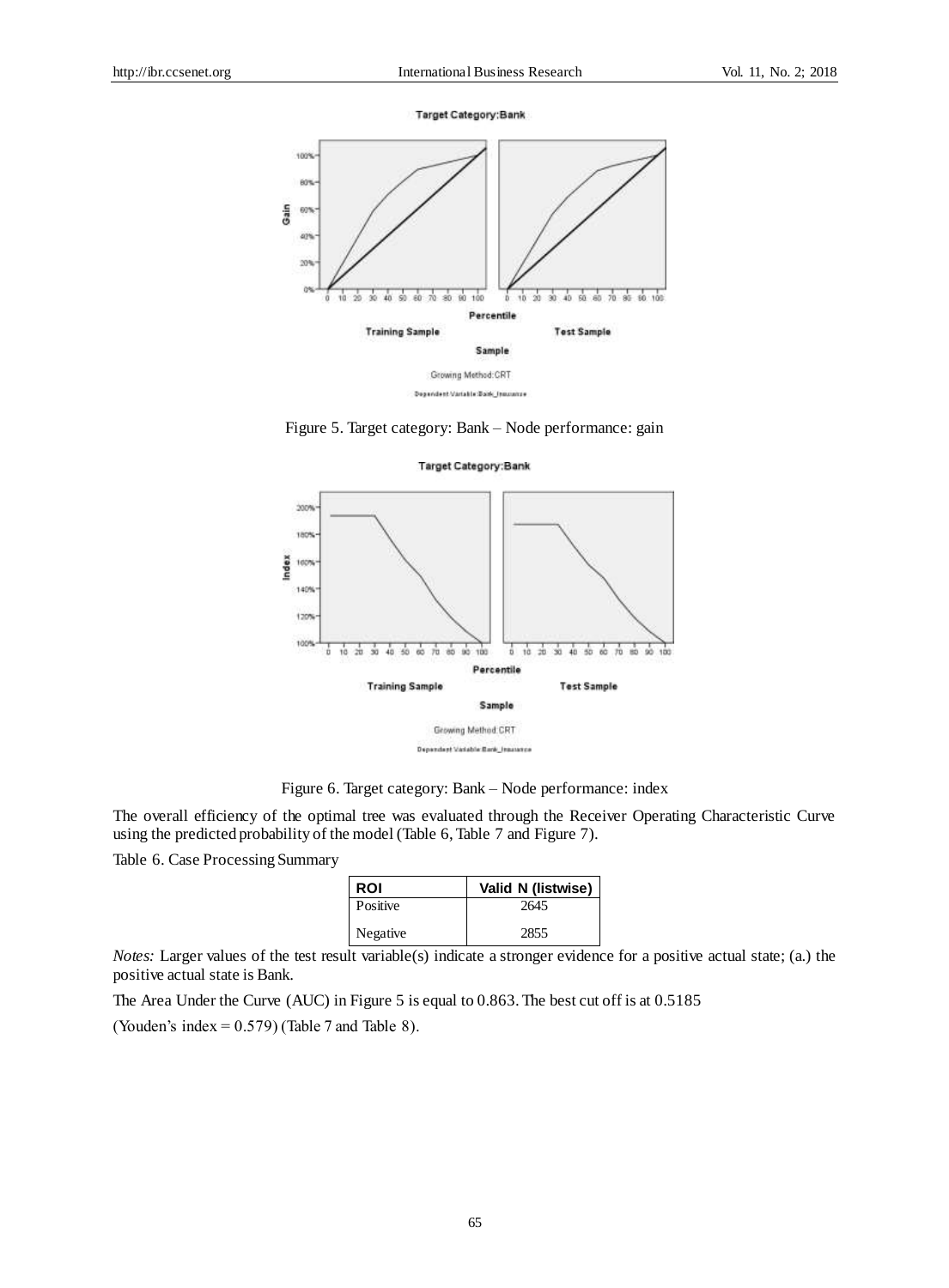Figure 5. Target category: Bank – Node performance: gain

Figure 6. Target category: Bank – Node performance: index

The overall efficiency of the optimal tree was evaluated through the Receiver Operating Characteristic Curve using the predicted probability of the model (Table 6, Table 7 and Figure 7).

Table 6. Case Processing Summary

| ROI | Valid N (listwise) |
|---|---|
| Positive | 2645 |
| Negative | 2855 |

*Notes:* Larger values of the test result variable(s) indicate a stronger evidence for a positive actual state; (a.) the positive actual state is Bank.

The Area Under the Curve (AUC) in Figure 5 is equal to 0.863. The best cut off is at 0.5185

(Youden's index = 0.579) (Table 7 and Table 8).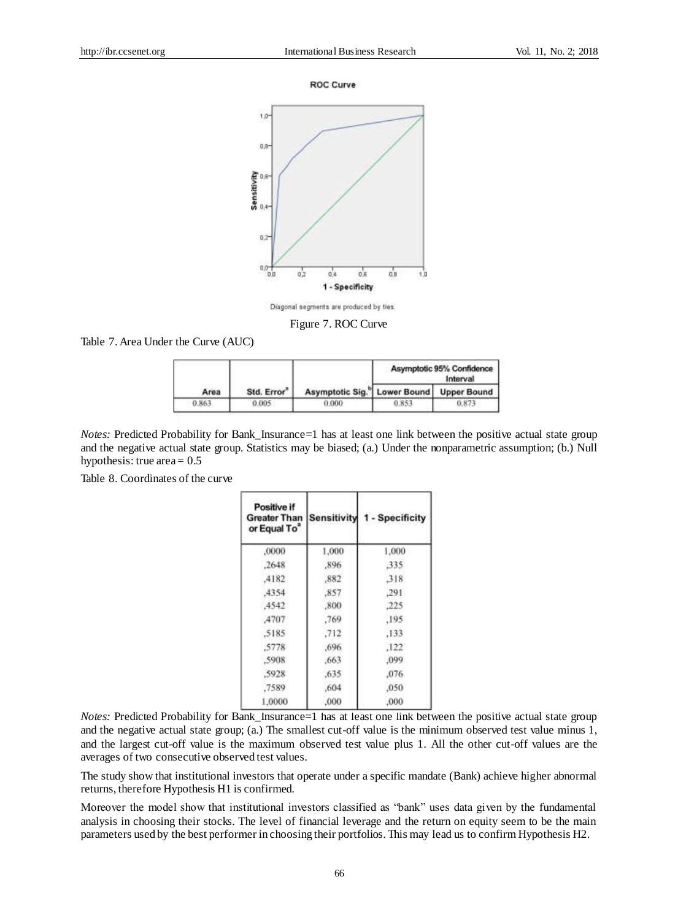Diagonal segments are produced by ties.

Figure 7. ROC Curve

Table 7. Area Under the Curve (AUC)

| Area | Std. Error[a] | Asymptotic Sig.[b] | Asymptotic 95% Confidence Interval | |
|---|---|---|---|---|
| | | | Lower Bound | Upper Bound |
| 0.863 | 0.005 | 0.000 | 0.853 | 0.873 |

*Notes:* Predicted Probability for Bank_Insurance=1 has at least one link between the positive actual state group and the negative actual state group. Statistics may be biased; (a.) Under the nonparametric assumption; (b.) Null hypothesis: true area = 0.5

Table 8. Coordinates of the curve

| Positive if Greater Than or Equal To[a] | Sensitivity | 1 - Specificity |
|---|---|---|
| ,0000 | 1,000 | 1,000 |
| ,2648 | ,896 | ,335 |
| ,4182 | ,882 | ,318 |
| ,4354 | ,857 | ,291 |
| ,4542 | ,800 | ,225 |
| ,4707 | ,769 | ,195 |
| ,5185 | ,712 | ,133 |
| ,5778 | ,696 | ,122 |
| ,5908 | ,663 | ,099 |
| ,5928 | ,635 | ,076 |
| ,7589 | ,604 | ,050 |
| 1,0000 | ,000 | ,000 |

*Notes:* Predicted Probability for Bank_Insurance=1 has at least one link between the positive actual state group and the negative actual state group; (a.) The smallest cut-off value is the minimum observed test value minus 1, and the largest cut-off value is the maximum observed test value plus 1. All the other cut-off values are the averages of two consecutive observed test values.

The study show that institutional investors that operate under a specific mandate (Bank) achieve higher abnormal returns, therefore Hypothesis H1 is confirmed.

Moreover the model show that institutional investors classified as "bank" uses data given by the fundamental analysis in choosing their stocks. The level of financial leverage and the return on equity seem to be the main parameters used by the best performer in choosing their portfolios. This may lead us to confirm Hypothesis H2.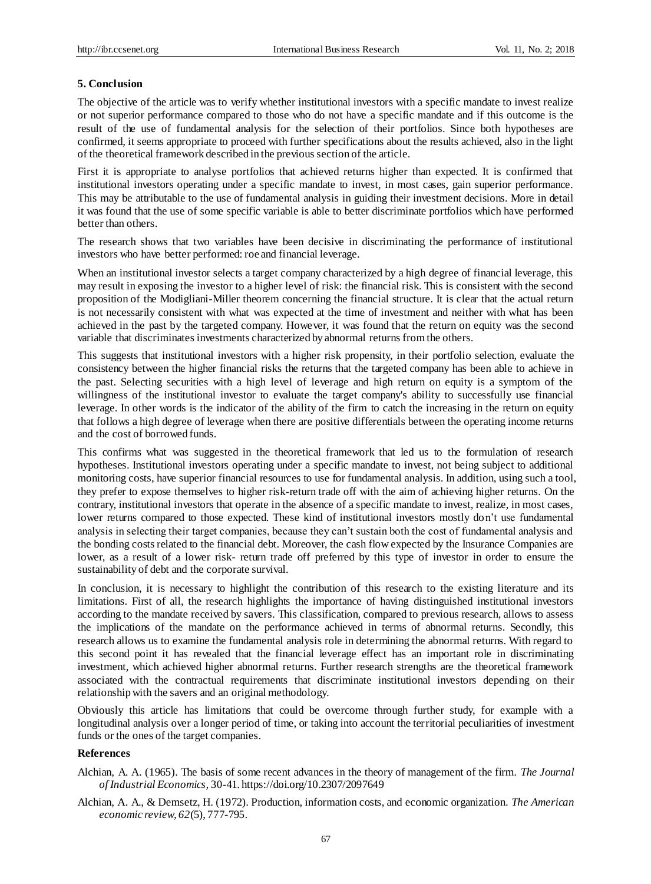### 5. Conclusion

The objective of the article was to verify whether institutional investors with a specific mandate to invest realize or not superior performance compared to those who do not have a specific mandate and if this outcome is the result of the use of fundamental analysis for the selection of their portfolios. Since both hypotheses are confirmed, it seems appropriate to proceed with further specifications about the results achieved, also in the light of the theoretical framework described in the previous section of the article.

First it is appropriate to analyse portfolios that achieved returns higher than expected. It is confirmed that institutional investors operating under a specific mandate to invest, in most cases, gain superior performance. This may be attributable to the use of fundamental analysis in guiding their investment decisions. More in detail it was found that the use of some specific variable is able to better discriminate portfolios which have performed better than others.

The research shows that two variables have been decisive in discriminating the performance of institutional investors who have better performed: roe and financial leverage.

When an institutional investor selects a target company characterized by a high degree of financial leverage, this may result in exposing the investor to a higher level of risk: the financial risk. This is consistent with the second proposition of the Modigliani-Miller theorem concerning the financial structure. It is clear that the actual return is not necessarily consistent with what was expected at the time of investment and neither with what has been achieved in the past by the targeted company. However, it was found that the return on equity was the second variable that discriminates investments characterized by abnormal returns from the others.

This suggests that institutional investors with a higher risk propensity, in their portfolio selection, evaluate the consistency between the higher financial risks the returns that the targeted company has been able to achieve in the past. Selecting securities with a high level of leverage and high return on equity is a symptom of the willingness of the institutional investor to evaluate the target company's ability to successfully use financial leverage. In other words is the indicator of the ability of the firm to catch the increasing in the return on equity that follows a high degree of leverage when there are positive differentials between the operating income returns and the cost of borrowed funds.

This confirms what was suggested in the theoretical framework that led us to the formulation of research hypotheses. Institutional investors operating under a specific mandate to invest, not being subject to additional monitoring costs, have superior financial resources to use for fundamental analysis. In addition, using such a tool, they prefer to expose themselves to higher risk-return trade off with the aim of achieving higher returns. On the contrary, institutional investors that operate in the absence of a specific mandate to invest, realize, in most cases, lower returns compared to those expected. These kind of institutional investors mostly don't use fundamental analysis in selecting their target companies, because they can't sustain both the cost of fundamental analysis and the bonding costs related to the financial debt. Moreover, the cash flow expected by the Insurance Companies are lower, as a result of a lower risk- return trade off preferred by this type of investor in order to ensure the sustainability of debt and the corporate survival.

In conclusion, it is necessary to highlight the contribution of this research to the existing literature and its limitations. First of all, the research highlights the importance of having distinguished institutional investors according to the mandate received by savers. This classification, compared to previous research, allows to assess the implications of the mandate on the performance achieved in terms of abnormal returns. Secondly, this research allows us to examine the fundamental analysis role in determining the abnormal returns. With regard to this second point it has revealed that the financial leverage effect has an important role in discriminating investment, which achieved higher abnormal returns. Further research strengths are the theoretical framework associated with the contractual requirements that discriminate institutional investors depending on their relationship with the savers and an original methodology.

Obviously this article has limitations that could be overcome through further study, for example with a longitudinal analysis over a longer period of time, or taking into account the territorial peculiarities of investment funds or the ones of the target companies.

### References

Alchian, A. A. (1965). The basis of some recent advances in the theory of management of the firm. *The Journal of Industrial Economics,* 30-41. https://doi.org/10.2307/2097649

Alchian, A. A., & Demsetz, H. (1972). Production, information costs, and economic organization. *The American economic review, 62*(5), 777-795.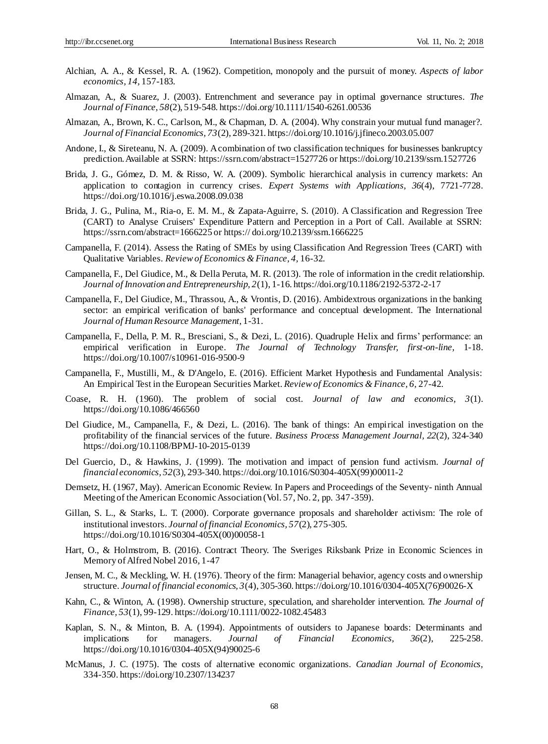Alchian, A. A., & Kessel, R. A. (1962). Competition, monopoly and the pursuit of money. *Aspects of labor economics, 14,* 157-183.

Almazan, A., & Suarez, J. (2003). Entrenchment and severance pay in optimal governance structures. *The Journal of Finance, 58*(2), 519-548. https://doi.org/10.1111/1540-6261.00536

Almazan, A., Brown, K. C., Carlson, M., & Chapman, D. A. (2004). Why constrain your mutual fund manager?. *Journal of Financial Economics, 73*(2), 289-321. https://doi.org/10.1016/j.jfineco.2003.05.007

Andone, I., & Sireteanu, N. A. (2009). A combination of two classification techniques for businesses bankruptcy prediction. Available at SSRN: https://ssrn.com/abstract=1527726 or https://doi.org/10.2139/ssrn.1527726

Brida, J. G., Gómez, D. M. & Risso, W. A. (2009). Symbolic hierarchical analysis in currency markets: An application to contagion in currency crises. *Expert Systems with Applications, 36*(4), 7721-7728. https://doi.org/10.1016/j.eswa.2008.09.038

Brida, J. G., Pulina, M., Ria-o, E. M. M., & Zapata-Aguirre, S. (2010). A Classification and Regression Tree (CART) to Analyse Cruisers' Expenditure Pattern and Perception in a Port of Call. Available at SSRN: https://ssrn.com/abstract=1666225 or https:// doi.org/10.2139/ssrn.1666225

Campanella, F. (2014). Assess the Rating of SMEs by using Classification And Regression Trees (CART) with Qualitative Variables. *Review of Economics & Finance, 4,* 16-32.

Campanella, F., Del Giudice, M., & Della Peruta, M. R. (2013). The role of information in the credit relationship. *Journal of Innovation and Entrepreneurship, 2*(1), 1-16. https://doi.org/10.1186/2192-5372-2-17

Campanella, F., Del Giudice, M., Thrassou, A., & Vrontis, D. (2016). Ambidextrous organizations in the banking sector: an empirical verification of banks' performance and conceptual development. The International *Journal of Human Resource Management,* 1-31.

Campanella, F., Della, P. M. R., Bresciani, S., & Dezi, L. (2016). Quadruple Helix and firms' performance: an empirical verification in Europe. *The Journal of Technology Transfer, first-on-line,* 1-18. https://doi.org/10.1007/s10961-016-9500-9

Campanella, F., Mustilli, M., & D'Angelo, E. (2016). Efficient Market Hypothesis and Fundamental Analysis: An Empirical Test in the European Securities Market. *Review of Economics & Finance, 6,* 27-42.

Coase, R. H. (1960). The problem of social cost. *Journal of law and economics, 3*(1). https://doi.org/10.1086/466560

Del Giudice, M., Campanella, F., & Dezi, L. (2016). The bank of things: An empirical investigation on the profitability of the financial services of the future. *Business Process Management Journal, 22*(2), 324-340 https://doi.org/10.1108/BPMJ-10-2015-0139

Del Guercio, D., & Hawkins, J. (1999). The motivation and impact of pension fund activism. *Journal of financial economics, 52*(3), 293-340. https://doi.org/10.1016/S0304-405X(99)00011-2

Demsetz, H. (1967, May). American Economic Review. In Papers and Proceedings of the Seventy- ninth Annual Meeting of the American Economic Association (Vol. 57, No. 2, pp. 347-359).

Gillan, S. L., & Starks, L. T. (2000). Corporate governance proposals and shareholder activism: The role of institutional investors. *Journal of financial Economics, 57*(2), 275-305. https://doi.org/10.1016/S0304-405X(00)00058-1

Hart, O., & Holmstrom, B. (2016). Contract Theory. The Sveriges Riksbank Prize in Economic Sciences in Memory of Alfred Nobel 2016, 1-47

Jensen, M. C., & Meckling, W. H. (1976). Theory of the firm: Managerial behavior, agency costs and ownership structure. *Journal of financial economics, 3*(4), 305-360. https://doi.org/10.1016/0304-405X(76)90026-X

Kahn, C., & Winton, A. (1998). Ownership structure, speculation, and shareholder intervention. *The Journal of Finance, 53*(1), 99-129. https://doi.org/10.1111/0022-1082.45483

Kaplan, S. N., & Minton, B. A. (1994). Appointments of outsiders to Japanese boards: Determinants and implications for managers. *Journal of Financial Economics, 36*(2), 225-258. https://doi.org/10.1016/0304-405X(94)90025-6

McManus, J. C. (1975). The costs of alternative economic organizations. *Canadian Journal of Economics,* 334-350. https://doi.org/10.2307/134237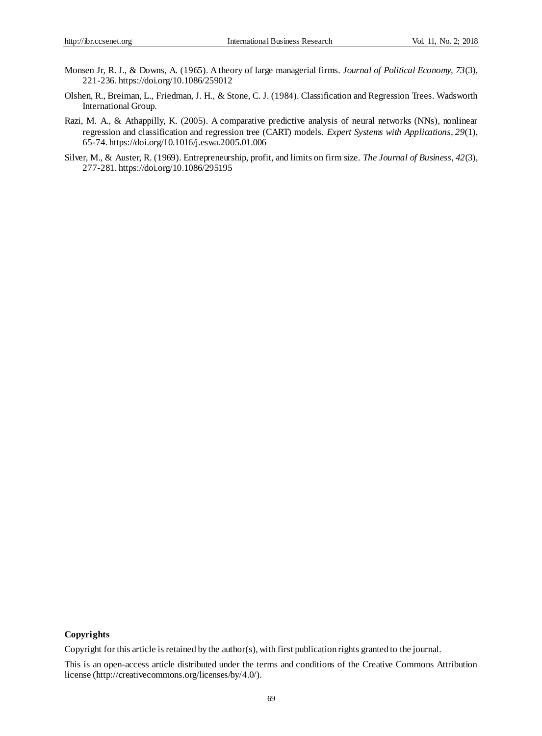Monsen Jr, R. J., & Downs, A. (1965). A theory of large managerial firms. *Journal of Political Economy, 73*(3), 221-236. https://doi.org/10.1086/259012

Olshen, R., Breiman, L., Friedman, J. H., & Stone, C. J. (1984). Classification and Regression Trees. Wadsworth International Group.

Razi, M. A., & Athappilly, K. (2005). A comparative predictive analysis of neural networks (NNs), nonlinear regression and classification and regression tree (CART) models. *Expert Systems with Applications, 29*(1), 65-74. https://doi.org/10.1016/j.eswa.2005.01.006

Silver, M., & Auster, R. (1969). Entrepreneurship, profit, and limits on firm size. *The Journal of Business, 42*(3), 277-281. https://doi.org/10.1086/295195

**Copyrights**

Copyright for this article is retained by the author(s), with first publication rights granted to the journal.

This is an open-access article distributed under the terms and conditions of the Creative Commons Attribution license (http://creativecommons.org/licenses/by/4.0/).